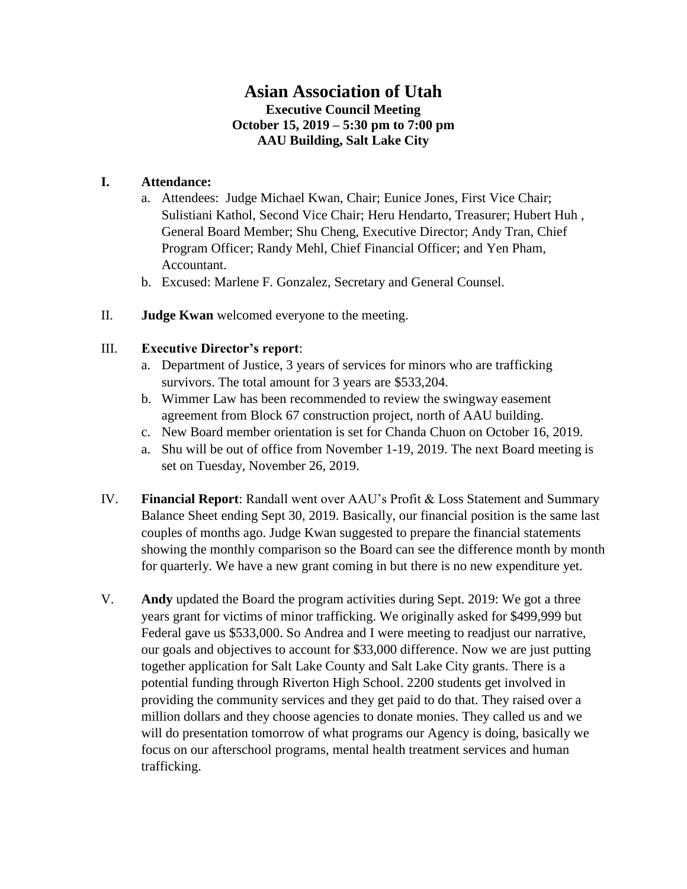# Asian Association of Utah

**Executive Council Meeting**
**October 15, 2019 – 5:30 pm to 7:00 pm**
**AAU Building, Salt Lake City**

**I. Attendance:**

a. Attendees: Judge Michael Kwan, Chair; Eunice Jones, First Vice Chair; Sulistiani Kathol, Second Vice Chair; Heru Hendarto, Treasurer; Hubert Huh , General Board Member; Shu Cheng, Executive Director; Andy Tran, Chief Program Officer; Randy Mehl, Chief Financial Officer; and Yen Pham, Accountant.

b. Excused: Marlene F. Gonzalez, Secretary and General Counsel.

II. **Judge Kwan** welcomed everyone to the meeting.

III. **Executive Director's report**:

a. Department of Justice, 3 years of services for minors who are trafficking survivors. The total amount for 3 years are $533,204.

b. Wimmer Law has been recommended to review the swingway easement agreement from Block 67 construction project, north of AAU building.

c. New Board member orientation is set for Chanda Chuon on October 16, 2019.

a. Shu will be out of office from November 1-19, 2019. The next Board meeting is set on Tuesday, November 26, 2019.

IV. **Financial Report**: Randall went over AAU's Profit & Loss Statement and Summary Balance Sheet ending Sept 30, 2019. Basically, our financial position is the same last couples of months ago. Judge Kwan suggested to prepare the financial statements showing the monthly comparison so the Board can see the difference month by month for quarterly. We have a new grant coming in but there is no new expenditure yet.

V. **Andy** updated the Board the program activities during Sept. 2019: We got a three years grant for victims of minor trafficking. We originally asked for $499,999 but Federal gave us $533,000. So Andrea and I were meeting to readjust our narrative, our goals and objectives to account for $33,000 difference. Now we are just putting together application for Salt Lake County and Salt Lake City grants. There is a potential funding through Riverton High School. 2200 students get involved in providing the community services and they get paid to do that. They raised over a million dollars and they choose agencies to donate monies. They called us and we will do presentation tomorrow of what programs our Agency is doing, basically we focus on our afterschool programs, mental health treatment services and human trafficking.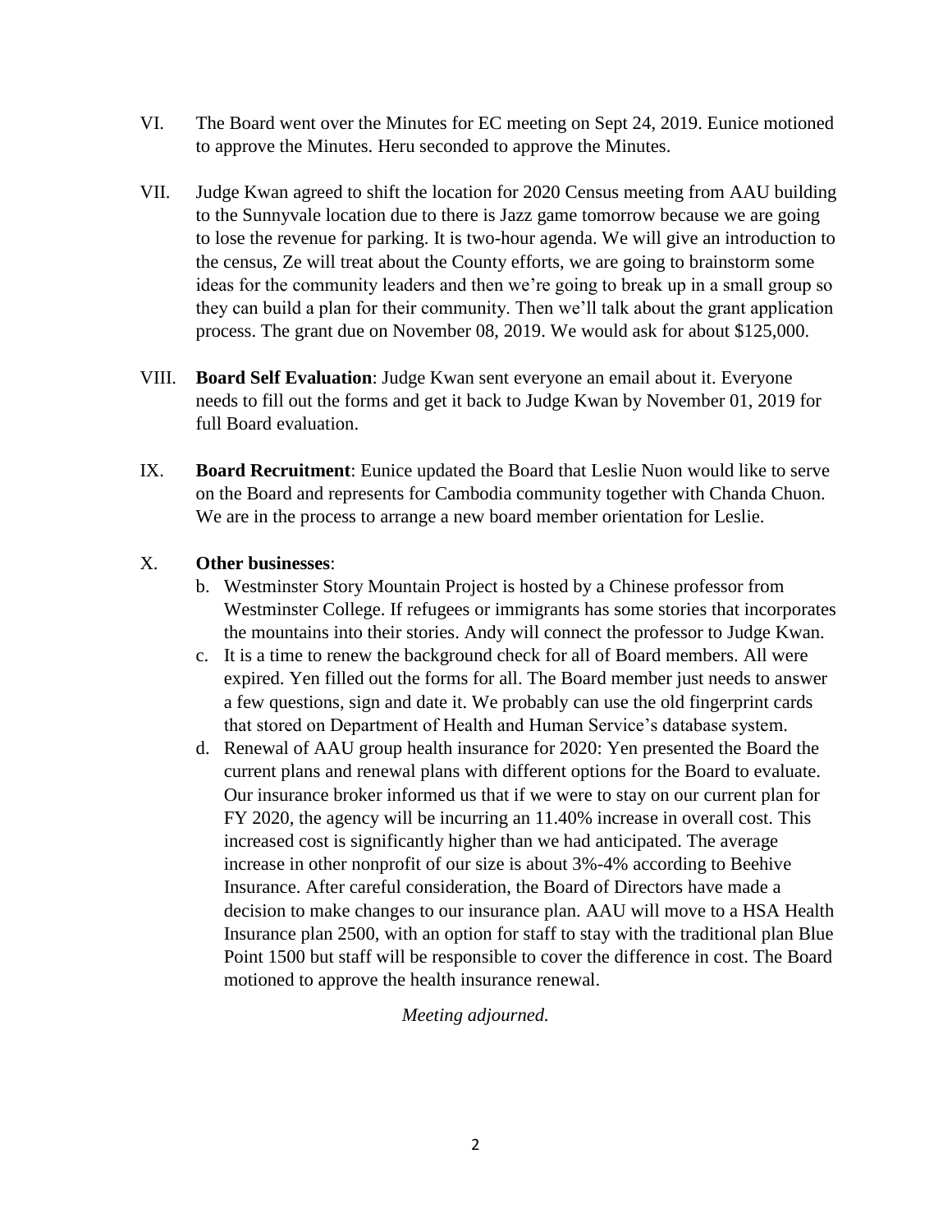VI. The Board went over the Minutes for EC meeting on Sept 24, 2019. Eunice motioned to approve the Minutes. Heru seconded to approve the Minutes.

VII. Judge Kwan agreed to shift the location for 2020 Census meeting from AAU building to the Sunnyvale location due to there is Jazz game tomorrow because we are going to lose the revenue for parking. It is two-hour agenda. We will give an introduction to the census, Ze will treat about the County efforts, we are going to brainstorm some ideas for the community leaders and then we're going to break up in a small group so they can build a plan for their community. Then we'll talk about the grant application process. The grant due on November 08, 2019. We would ask for about $125,000.

VIII. **Board Self Evaluation**: Judge Kwan sent everyone an email about it. Everyone needs to fill out the forms and get it back to Judge Kwan by November 01, 2019 for full Board evaluation.

IX. **Board Recruitment**: Eunice updated the Board that Leslie Nuon would like to serve on the Board and represents for Cambodia community together with Chanda Chuon. We are in the process to arrange a new board member orientation for Leslie.

X. **Other businesses**:

b. Westminster Story Mountain Project is hosted by a Chinese professor from Westminster College. If refugees or immigrants has some stories that incorporates the mountains into their stories. Andy will connect the professor to Judge Kwan.

c. It is a time to renew the background check for all of Board members. All were expired. Yen filled out the forms for all. The Board member just needs to answer a few questions, sign and date it. We probably can use the old fingerprint cards that stored on Department of Health and Human Service's database system.

d. Renewal of AAU group health insurance for 2020: Yen presented the Board the current plans and renewal plans with different options for the Board to evaluate. Our insurance broker informed us that if we were to stay on our current plan for FY 2020, the agency will be incurring an 11.40% increase in overall cost. This increased cost is significantly higher than we had anticipated. The average increase in other nonprofit of our size is about 3%-4% according to Beehive Insurance. After careful consideration, the Board of Directors have made a decision to make changes to our insurance plan. AAU will move to a HSA Health Insurance plan 2500, with an option for staff to stay with the traditional plan Blue Point 1500 but staff will be responsible to cover the difference in cost. The Board motioned to approve the health insurance renewal.

*Meeting adjourned.*